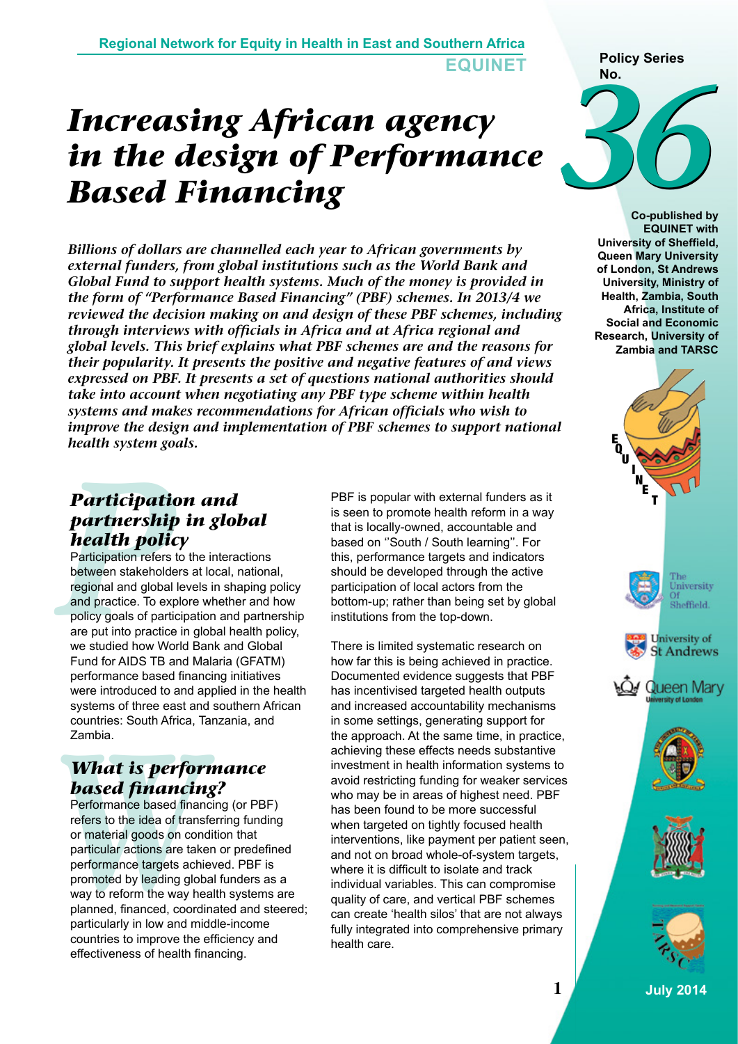Regional Network for Equity in Health in East and Southern Africa

EQUINET

Policy Series No. 36

# *Increasing African agency in the design of Performance Based Financing*

Co-published by EQUINET with University of Sheffield, Queen Mary University of London, St Andrews University, Ministry of Health, Zambia, South Africa, Institute of Social and Economic Research, University of Zambia and TARSC

*Billions of dollars are channelled each year to African governments by external funders, from global institutions such as the World Bank and Global Fund to support health systems. Much of the money is provided in the form of "Performance Based Financing" (PBF) schemes. In 2013/4 we reviewed the decision making on and design of these PBF schemes, including through interviews with officials in Africa and at Africa regional and global levels. This brief explains what PBF schemes are and the reasons for their popularity. It presents the positive and negative features of and views expressed on PBF. It presents a set of questions national authorities should take into account when negotiating any PBF type scheme within health systems and makes recommendations for African officials who wish to improve the design and implementation of PBF schemes to support national health system goals.*

## *Participation and partnership in global health policy*

Participation refers to the interactions between stakeholders at local, national, regional and global levels in shaping policy and practice. To explore whether and how policy goals of participation and partnership are put into practice in global health policy, we studied how World Bank and Global Fund for AIDS TB and Malaria (GFATM) performance based financing initiatives were introduced to and applied in the health systems of three east and southern African countries: South Africa, Tanzania, and Zambia.

## *What is performance based financing?*

Performance based financing (or PBF) refers to the idea of transferring funding or material goods on condition that particular actions are taken or predefined performance targets achieved. PBF is promoted by leading global funders as a way to reform the way health systems are planned, financed, coordinated and steered; particularly in low and middle-income countries to improve the efficiency and effectiveness of health financing.

PBF is popular with external funders as it is seen to promote health reform in a way that is locally-owned, accountable and based on ''South / South learning''. For this, performance targets and indicators should be developed through the active participation of local actors from the bottom-up; rather than being set by global institutions from the top-down.

There is limited systematic research on how far this is being achieved in practice. Documented evidence suggests that PBF has incentivised targeted health outputs and increased accountability mechanisms in some settings, generating support for the approach. At the same time, in practice, achieving these effects needs substantive investment in health information systems to avoid restricting funding for weaker services who may be in areas of highest need. PBF has been found to be more successful when targeted on tightly focused health interventions, like payment per patient seen, and not on broad whole-of-system targets, where it is difficult to isolate and track individual variables. This can compromise quality of care, and vertical PBF schemes can create 'health silos' that are not always fully integrated into comprehensive primary health care.

July 2014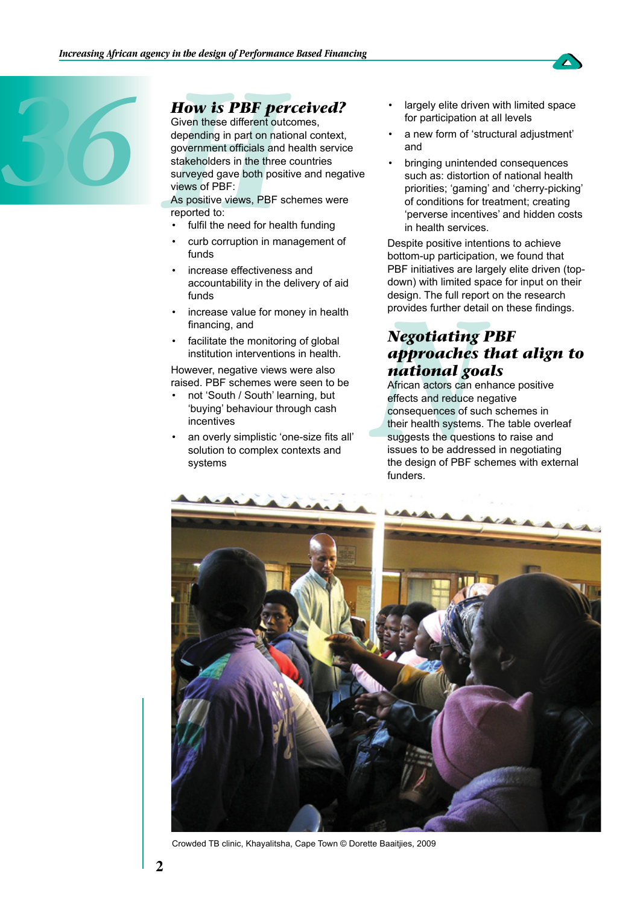## How is PBF perceived?

Given these different outcomes, depending in part on national context, government officials and health service stakeholders in the three countries surveyed gave both positive and negative views of PBF:

As positive views, PBF schemes were reported to:

- fulfil the need for health funding
- curb corruption in management of funds
- increase effectiveness and accountability in the delivery of aid funds
- increase value for money in health financing, and
- facilitate the monitoring of global institution interventions in health.

However, negative views were also raised. PBF schemes were seen to be

- not 'South / South' learning, but 'buying' behaviour through cash incentives
- an overly simplistic 'one-size fits all' solution to complex contexts and systems
- largely elite driven with limited space for participation at all levels
- a new form of 'structural adjustment' and
- bringing unintended consequences such as: distortion of national health priorities; 'gaming' and 'cherry-picking' of conditions for treatment; creating 'perverse incentives' and hidden costs in health services.

Despite positive intentions to achieve bottom-up participation, we found that PBF initiatives are largely elite driven (top-down) with limited space for input on their design. The full report on the research provides further detail on these findings.

## Negotiating PBF approaches that align to national goals

African actors can enhance positive effects and reduce negative consequences of such schemes in their health systems. The table overleaf suggests the questions to raise and issues to be addressed in negotiating the design of PBF schemes with external funders.

Crowded TB clinic, Khayalitsha, Cape Town © Dorette Baaitjies, 2009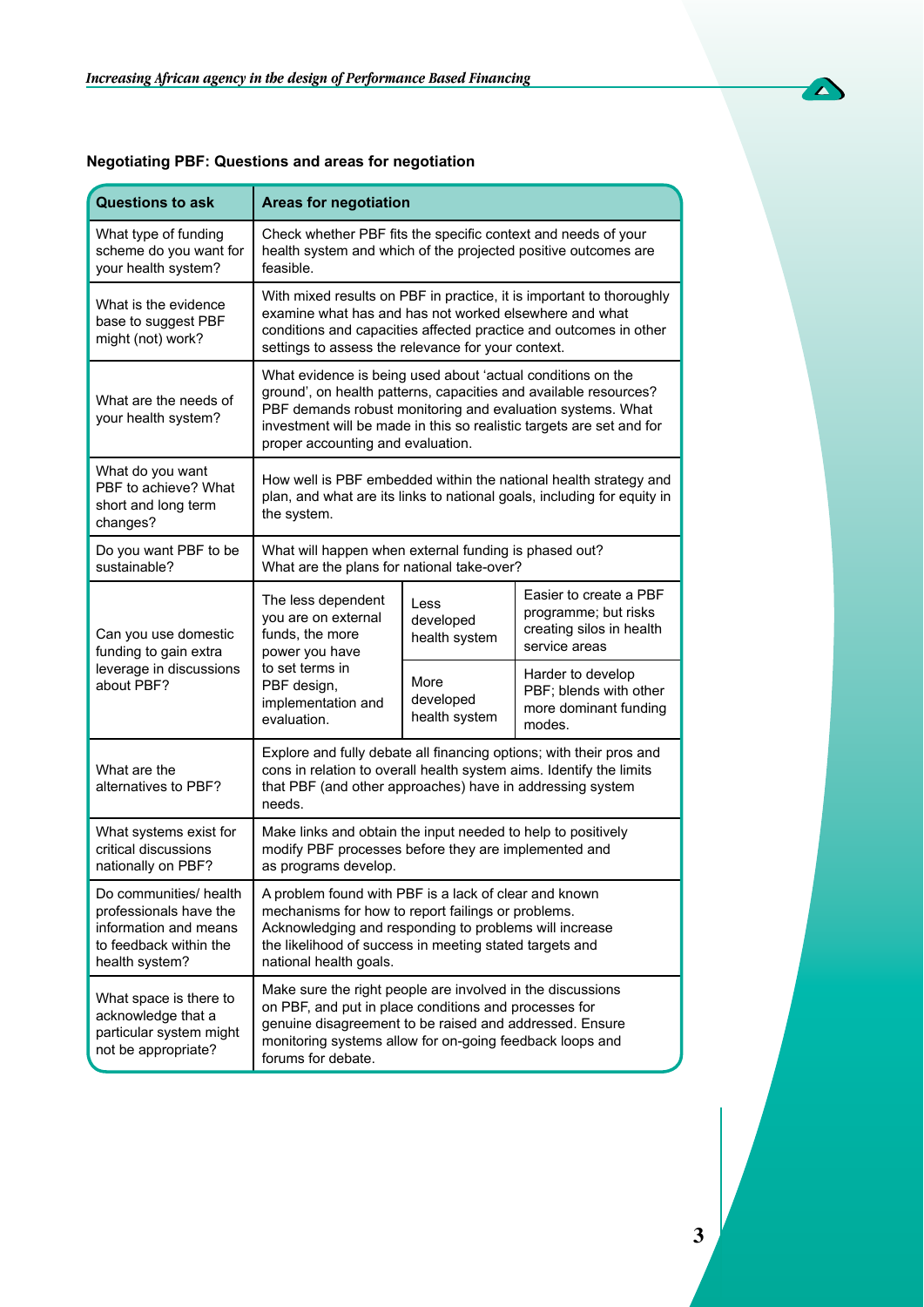**Negotiating PBF: Questions and areas for negotiation**

| Questions to ask | Areas for negotiation | | |
|---|---|---|---|
| What type of funding scheme do you want for your health system? | Check whether PBF fits the specific context and needs of your health system and which of the projected positive outcomes are feasible. | | |
| What is the evidence base to suggest PBF might (not) work? | With mixed results on PBF in practice, it is important to thoroughly examine what has and has not worked elsewhere and what conditions and capacities affected practice and outcomes in other settings to assess the relevance for your context. | | |
| What are the needs of your health system? | What evidence is being used about 'actual conditions on the ground', on health patterns, capacities and available resources? PBF demands robust monitoring and evaluation systems. What investment will be made in this so realistic targets are set and for proper accounting and evaluation. | | |
| What do you want PBF to achieve? What short and long term changes? | How well is PBF embedded within the national health strategy and plan, and what are its links to national goals, including for equity in the system. | | |
| Do you want PBF to be sustainable? | What will happen when external funding is phased out? What are the plans for national take-over? | | |
| Can you use domestic funding to gain extra leverage in discussions about PBF? | The less dependent you are on external funds, the more power you have to set terms in PBF design, implementation and evaluation. | Less developed health system | Easier to create a PBF programme; but risks creating silos in health service areas |
| | | More developed health system | Harder to develop PBF; blends with other more dominant funding modes. |
| What are the alternatives to PBF? | Explore and fully debate all financing options; with their pros and cons in relation to overall health system aims. Identify the limits that PBF (and other approaches) have in addressing system needs. | | |
| What systems exist for critical discussions nationally on PBF? | Make links and obtain the input needed to help to positively modify PBF processes before they are implemented and as programs develop. | | |
| Do communities/ health professionals have the information and means to feedback within the health system? | A problem found with PBF is a lack of clear and known mechanisms for how to report failings or problems. Acknowledging and responding to problems will increase the likelihood of success in meeting stated targets and national health goals. | | |
| What space is there to acknowledge that a particular system might not be appropriate? | Make sure the right people are involved in the discussions on PBF, and put in place conditions and processes for genuine disagreement to be raised and addressed. Ensure monitoring systems allow for on-going feedback loops and forums for debate. | | |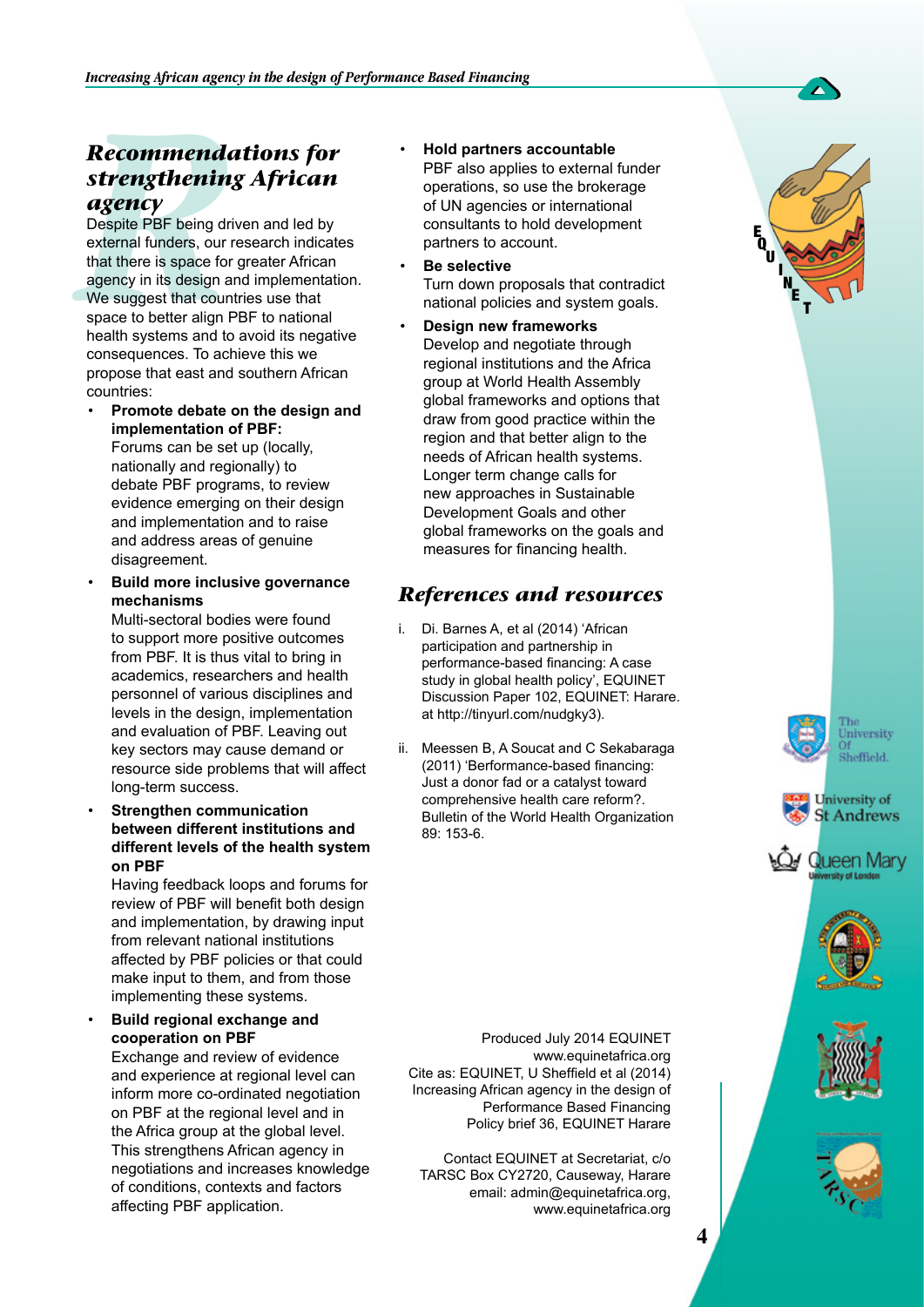## Recommendations for strengthening African agency

Despite PBF being driven and led by external funders, our research indicates that there is space for greater African agency in its design and implementation. We suggest that countries use that space to better align PBF to national health systems and to avoid its negative consequences. To achieve this we propose that east and southern African countries:

- **Promote debate on the design and implementation of PBF:** Forums can be set up (locally, nationally and regionally) to debate PBF programs, to review evidence emerging on their design and implementation and to raise and address areas of genuine disagreement.
- **Build more inclusive governance mechanisms** Multi-sectoral bodies were found to support more positive outcomes from PBF. It is thus vital to bring in academics, researchers and health personnel of various disciplines and levels in the design, implementation and evaluation of PBF. Leaving out key sectors may cause demand or resource side problems that will affect long-term success.
- **Strengthen communication between different institutions and different levels of the health system on PBF** Having feedback loops and forums for review of PBF will benefit both design and implementation, by drawing input from relevant national institutions affected by PBF policies or that could make input to them, and from those implementing these systems.
- **Build regional exchange and cooperation on PBF** Exchange and review of evidence and experience at regional level can inform more co-ordinated negotiation on PBF at the regional level and in the Africa group at the global level. This strengthens African agency in negotiations and increases knowledge of conditions, contexts and factors affecting PBF application.
- **Hold partners accountable** PBF also applies to external funder operations, so use the brokerage of UN agencies or international consultants to hold development partners to account.
- **Be selective** Turn down proposals that contradict national policies and system goals.
- **Design new frameworks** Develop and negotiate through regional institutions and the Africa group at World Health Assembly global frameworks and options that draw from good practice within the region and that better align to the needs of African health systems. Longer term change calls for new approaches in Sustainable Development Goals and other global frameworks on the goals and measures for financing health.

## References and resources

i. Di. Barnes A, et al (2014) 'African participation and partnership in performance-based financing: A case study in global health policy', EQUINET Discussion Paper 102, EQUINET: Harare. at http://tinyurl.com/nudgky3).

ii. Meessen B, A Soucat and C Sekabaraga (2011) 'Berformance-based financing: Just a donor fad or a catalyst toward comprehensive health care reform?. Bulletin of the World Health Organization 89: 153-6.

Produced July 2014 EQUINET
www.equinetafrica.org
Cite as: EQUINET, U Sheffield et al (2014) Increasing African agency in the design of Performance Based Financing Policy brief 36, EQUINET Harare

Contact EQUINET at Secretariat, c/o TARSC Box CY2720, Causeway, Harare
email: admin@equinetafrica.org,
www.equinetafrica.org